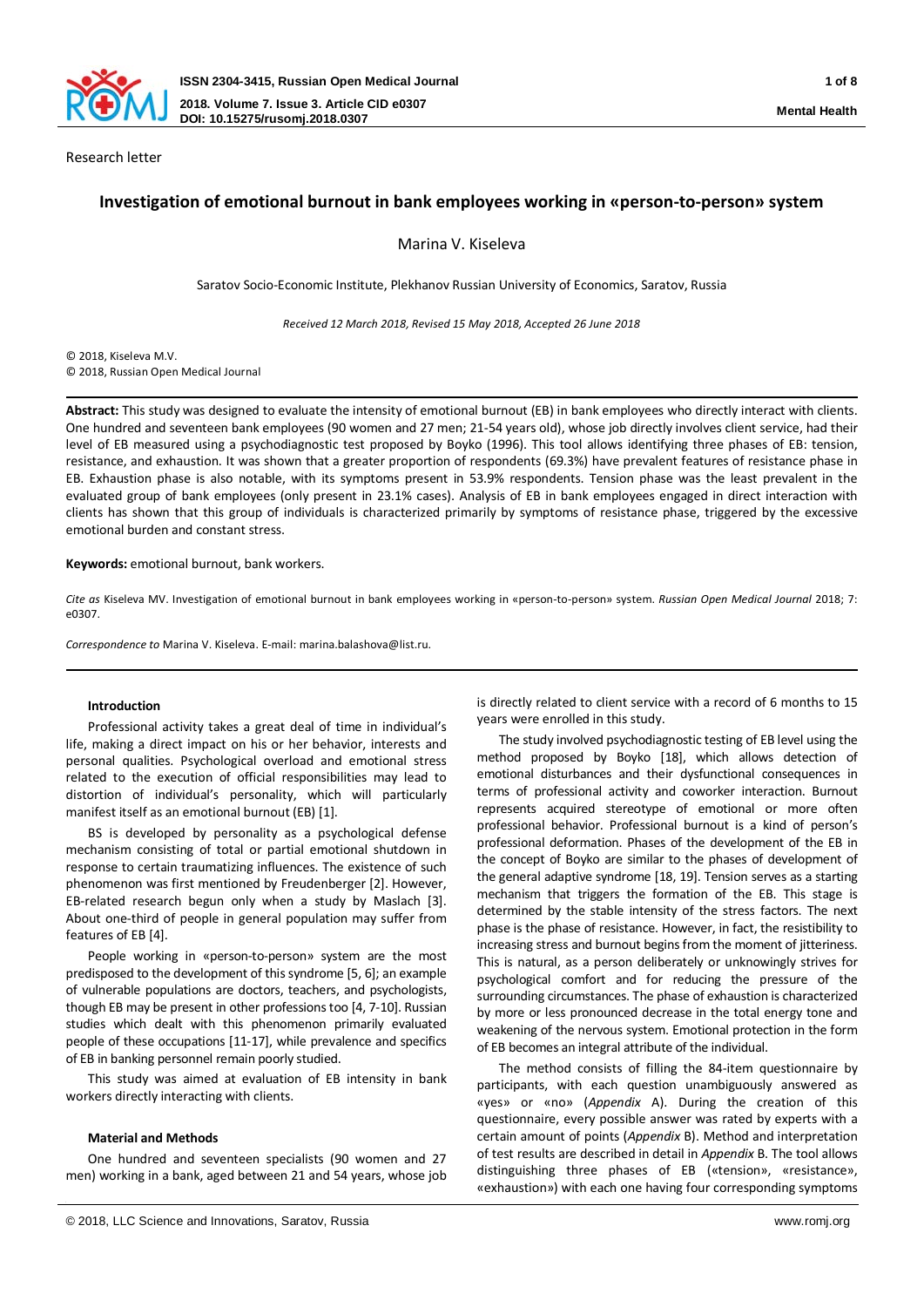Research letter

# Investigation of emotional burnout in bank employees working in «person-to-person» system

Marina V. Kiseleva

Saratov Socio-Economic Institute, Plekhanov Russian University of Economics, Saratov, Russia

*Received 12 March 2018, Revised 15 May 2018, Accepted 26 June 2018*

© 2018, Kiseleva M.V.
© 2018, Russian Open Medical Journal

**Abstract:** This study was designed to evaluate the intensity of emotional burnout (EB) in bank employees who directly interact with clients. One hundred and seventeen bank employees (90 women and 27 men; 21-54 years old), whose job directly involves client service, had their level of EB measured using a psychodiagnostic test proposed by Boyko (1996). This tool allows identifying three phases of EB: tension, resistance, and exhaustion. It was shown that a greater proportion of respondents (69.3%) have prevalent features of resistance phase in EB. Exhaustion phase is also notable, with its symptoms present in 53.9% respondents. Tension phase was the least prevalent in the evaluated group of bank employees (only present in 23.1% cases). Analysis of EB in bank employees engaged in direct interaction with clients has shown that this group of individuals is characterized primarily by symptoms of resistance phase, triggered by the excessive emotional burden and constant stress.

**Keywords:** emotional burnout, bank workers.

*Cite as* Kiseleva MV. Investigation of emotional burnout in bank employees working in «person-to-person» system. *Russian Open Medical Journal* 2018; 7: e0307.

*Correspondence to* Marina V. Kiseleva. E-mail: marina.balashova@list.ru.

## Introduction

Professional activity takes a great deal of time in individual's life, making a direct impact on his or her behavior, interests and personal qualities. Psychological overload and emotional stress related to the execution of official responsibilities may lead to distortion of individual's personality, which will particularly manifest itself as an emotional burnout (EB) [1].

BS is developed by personality as a psychological defense mechanism consisting of total or partial emotional shutdown in response to certain traumatizing influences. The existence of such phenomenon was first mentioned by Freudenberger [2]. However, EB-related research begun only when a study by Maslach [3]. About one-third of people in general population may suffer from features of EB [4].

People working in «person-to-person» system are the most predisposed to the development of this syndrome [5, 6]; an example of vulnerable populations are doctors, teachers, and psychologists, though EB may be present in other professions too [4, 7-10]. Russian studies which dealt with this phenomenon primarily evaluated people of these occupations [11-17], while prevalence and specifics of EB in banking personnel remain poorly studied.

This study was aimed at evaluation of EB intensity in bank workers directly interacting with clients.

## Material and Methods

One hundred and seventeen specialists (90 women and 27 men) working in a bank, aged between 21 and 54 years, whose job is directly related to client service with a record of 6 months to 15 years were enrolled in this study.

The study involved psychodiagnostic testing of EB level using the method proposed by Boyko [18], which allows detection of emotional disturbances and their dysfunctional consequences in terms of professional activity and coworker interaction. Burnout represents acquired stereotype of emotional or more often professional behavior. Professional burnout is a kind of person's professional deformation. Phases of the development of the EB in the concept of Boyko are similar to the phases of development of the general adaptive syndrome [18, 19]. Tension serves as a starting mechanism that triggers the formation of the EB. This stage is determined by the stable intensity of the stress factors. The next phase is the phase of resistance. However, in fact, the resistibility to increasing stress and burnout begins from the moment of jitteriness. This is natural, as a person deliberately or unknowingly strives for psychological comfort and for reducing the pressure of the surrounding circumstances. The phase of exhaustion is characterized by more or less pronounced decrease in the total energy tone and weakening of the nervous system. Emotional protection in the form of EB becomes an integral attribute of the individual.

The method consists of filling the 84-item questionnaire by participants, with each question unambiguously answered as «yes» or «no» (*Appendix* A). During the creation of this questionnaire, every possible answer was rated by experts with a certain amount of points (*Appendix* B). Method and interpretation of test results are described in detail in *Appendix* B. The tool allows distinguishing three phases of EB («tension», «resistance», «exhaustion») with each one having four corresponding symptoms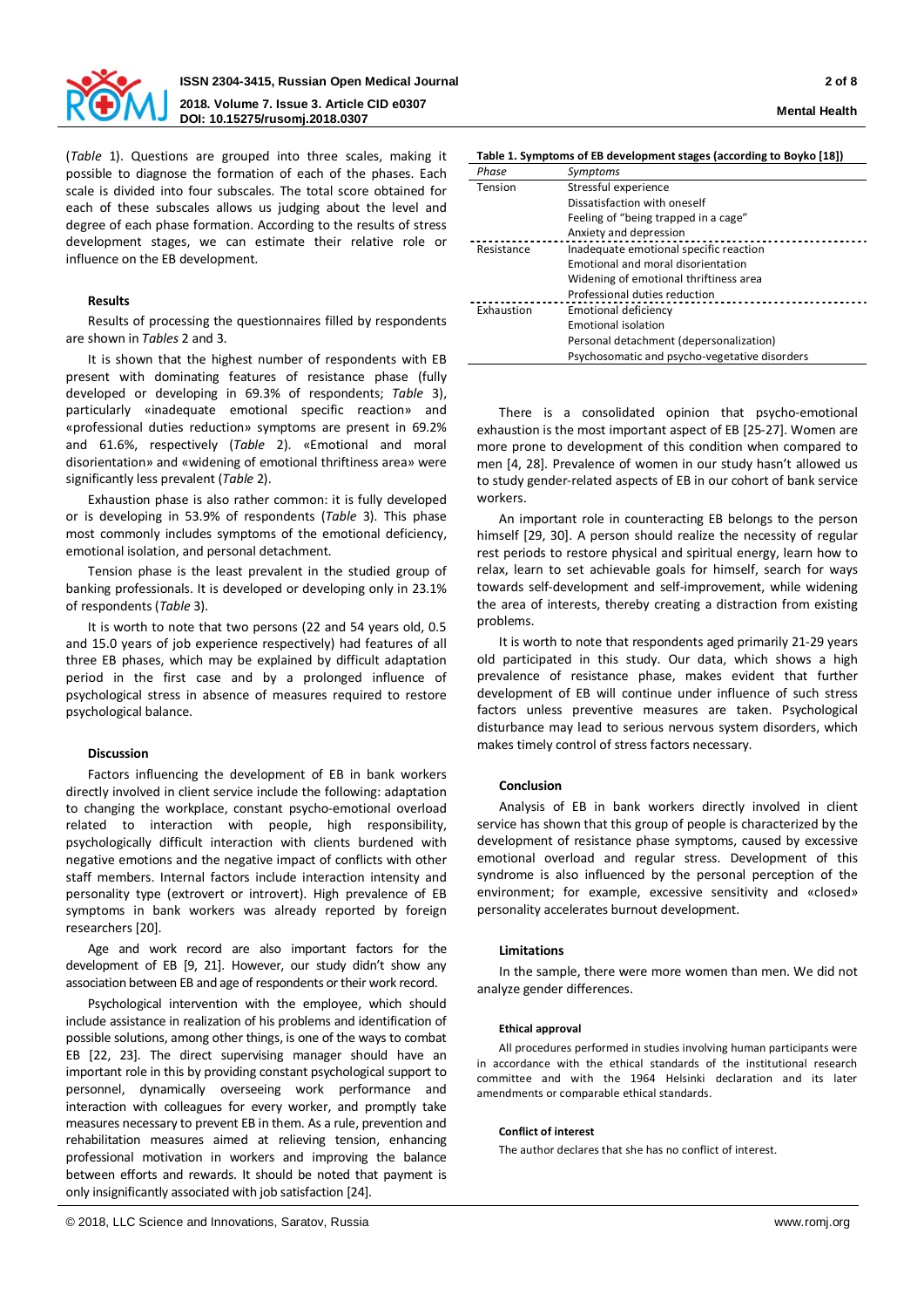(*Table* 1). Questions are grouped into three scales, making it possible to diagnose the formation of each of the phases. Each scale is divided into four subscales. The total score obtained for each of these subscales allows us judging about the level and degree of each phase formation. According to the results of stress development stages, we can estimate their relative role or influence on the EB development.

## Results

Results of processing the questionnaires filled by respondents are shown in *Tables* 2 and 3.

It is shown that the highest number of respondents with EB present with dominating features of resistance phase (fully developed or developing in 69.3% of respondents; *Table* 3), particularly «inadequate emotional specific reaction» and «professional duties reduction» symptoms are present in 69.2% and 61.6%, respectively (*Table* 2). «Emotional and moral disorientation» and «widening of emotional thriftiness area» were significantly less prevalent (*Table* 2).

Exhaustion phase is also rather common: it is fully developed or is developing in 53.9% of respondents (*Table* 3). This phase most commonly includes symptoms of the emotional deficiency, emotional isolation, and personal detachment.

Tension phase is the least prevalent in the studied group of banking professionals. It is developed or developing only in 23.1% of respondents (*Table* 3).

It is worth to note that two persons (22 and 54 years old, 0.5 and 15.0 years of job experience respectively) had features of all three EB phases, which may be explained by difficult adaptation period in the first case and by a prolonged influence of psychological stress in absence of measures required to restore psychological balance.

## Discussion

Factors influencing the development of EB in bank workers directly involved in client service include the following: adaptation to changing the workplace, constant psycho-emotional overload related to interaction with people, high responsibility, psychologically difficult interaction with clients burdened with negative emotions and the negative impact of conflicts with other staff members. Internal factors include interaction intensity and personality type (extrovert or introvert). High prevalence of EB symptoms in bank workers was already reported by foreign researchers [20].

Age and work record are also important factors for the development of EB [9, 21]. However, our study didn't show any association between EB and age of respondents or their work record.

Psychological intervention with the employee, which should include assistance in realization of his problems and identification of possible solutions, among other things, is one of the ways to combat EB [22, 23]. The direct supervising manager should have an important role in this by providing constant psychological support to personnel, dynamically overseeing work performance and interaction with colleagues for every worker, and promptly take measures necessary to prevent EB in them. As a rule, prevention and rehabilitation measures aimed at relieving tension, enhancing professional motivation in workers and improving the balance between efforts and rewards. It should be noted that payment is only insignificantly associated with job satisfaction [24].

**Table 1. Symptoms of EB development stages (according to Boyko [18])**

| *Phase* | *Symptoms* |
|---|---|
| Tension | Stressful experience |
| | Dissatisfaction with oneself |
| | Feeling of "being trapped in a cage" |
| | Anxiety and depression |
| Resistance | Inadequate emotional specific reaction |
| | Emotional and moral disorientation |
| | Widening of emotional thriftiness area |
| | Professional duties reduction |
| Exhaustion | Emotional deficiency |
| | Emotional isolation |
| | Personal detachment (depersonalization) |
| | Psychosomatic and psycho-vegetative disorders |

There is a consolidated opinion that psycho-emotional exhaustion is the most important aspect of EB [25-27]. Women are more prone to development of this condition when compared to men [4, 28]. Prevalence of women in our study hasn't allowed us to study gender-related aspects of EB in our cohort of bank service workers.

An important role in counteracting EB belongs to the person himself [29, 30]. A person should realize the necessity of regular rest periods to restore physical and spiritual energy, learn how to relax, learn to set achievable goals for himself, search for ways towards self-development and self-improvement, while widening the area of interests, thereby creating a distraction from existing problems.

It is worth to note that respondents aged primarily 21-29 years old participated in this study. Our data, which shows a high prevalence of resistance phase, makes evident that further development of EB will continue under influence of such stress factors unless preventive measures are taken. Psychological disturbance may lead to serious nervous system disorders, which makes timely control of stress factors necessary.

## Conclusion

Analysis of EB in bank workers directly involved in client service has shown that this group of people is characterized by the development of resistance phase symptoms, caused by excessive emotional overload and regular stress. Development of this syndrome is also influenced by the personal perception of the environment; for example, excessive sensitivity and «closed» personality accelerates burnout development.

## Limitations

In the sample, there were more women than men. We did not analyze gender differences.

### Ethical approval

All procedures performed in studies involving human participants were in accordance with the ethical standards of the institutional research committee and with the 1964 Helsinki declaration and its later amendments or comparable ethical standards.

### Conflict of interest

The author declares that she has no conflict of interest.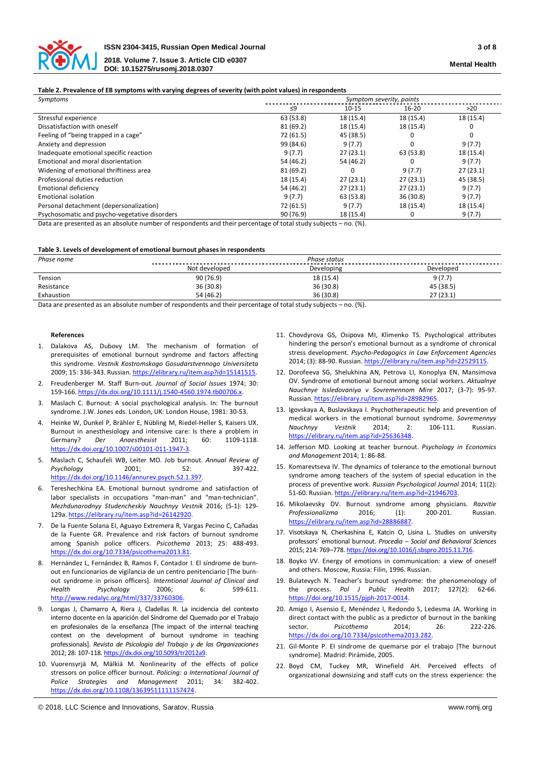**Table 2. Prevalence of EB symptoms with varying degrees of severity (with point values) in respondents**

| Symptoms | Symptom severity, points | | | |
|---|---|---|---|---|
| | ≤9 | 10-15 | 16-20 | >20 |
| Stressful experience | 63 (53.8) | 18 (15.4) | 18 (15.4) | 18 (15.4) |
| Dissatisfaction with oneself | 81 (69.2) | 18 (15.4) | 18 (15.4) | 0 |
| Feeling of "being trapped in a cage" | 72 (61.5) | 45 (38.5) | 0 | 0 |
| Anxiety and depression | 99 (84.6) | 9 (7.7) | 0 | 9 (7.7) |
| Inadequate emotional specific reaction | 9 (7.7) | 27 (23.1) | 63 (53.8) | 18 (15.4) |
| Emotional and moral disorientation | 54 (46.2) | 54 (46.2) | 0 | 9 (7.7) |
| Widening of emotional thriftiness area | 81 (69.2) | 0 | 9 (7.7) | 27 (23.1) |
| Professional duties reduction | 18 (15.4) | 27 (23.1) | 27 (23.1) | 45 (38.5) |
| Emotional deficiency | 54 (46.2) | 27 (23.1) | 27 (23.1) | 9 (7.7) |
| Emotional isolation | 9 (7.7) | 63 (53.8) | 36 (30.8) | 9 (7.7) |
| Personal detachment (depersonalization) | 72 (61.5) | 9 (7.7) | 18 (15.4) | 18 (15.4) |
| Psychosomatic and psycho-vegetative disorders | 90 (76.9) | 18 (15.4) | 0 | 9 (7.7) |

Data are presented as an absolute number of respondents and their percentage of total study subjects – no. (%).

**Table 3. Levels of development of emotional burnout phases in respondents**

| Phase name | Phase status | | |
|---|---|---|---|
| | Not developed | Developing | Developed |
| Tension | 90 (76.9) | 18 (15.4) | 9 (7.7) |
| Resistance | 36 (30.8) | 36 (30.8) | 45 (38.5) |
| Exhaustion | 54 (46.2) | 36 (30.8) | 27 (23.1) |

Data are presented as an absolute number of respondents and their percentage of total study subjects – no. (%).

#### References

1. Dalakova AS, Dubovy LM. The mechanism of formation of prerequisites of emotional burnout syndrome and factors affecting this syndrome. *Vestnik Kostromskogo Gosudarstvennogo Universiteta* 2009; 15: 336-343. Russian. https://elibrary.ru/item.asp?id=15141515.
2. Freudenberger M. Staff Burn-out. *Journal of Social Issues* 1974; 30: 159-166. https://dx.doi.org/10.1111/j.1540-4560.1974.tb00706.x.
3. Maslach C. Burnout: A social psychological analysis. In: The burnout syndrome. J.W. Jones eds. London, UK: London House, 1981: 30-53.
4. Heinke W, Dunkel P, Brähler E, Nübling M, Riedel-Heller S, Kaisers UX. Burnout in anesthesiology and intensive care: Is there a problem in Germany? *Der Anaesthesist* 2011; 60: 1109-1118. https://dx.doi.org/10.1007/s00101-011-1947-3.
5. Maslach C, Schaufeli WB, Leiter MO. Job burnout. *Annual Review of Psychology* 2001; 52: 397-422. https://dx.doi.org/10.1146/annurev.psych.52.1.397.
6. Tereshechkina EA. Emotional burnout syndrome and satisfaction of labor specialists in occupations "man-man" and "man-technician". *Mezhdunarodnyy Studencheskiy Nauchnyy Vestnik* 2016; (5-1): 129-129a. https://elibrary.ru/item.asp?id=26142920.
7. De la Fuente Solana EI, Aguayo Extremera R, Vargas Pecino C, Cañadas de la Fuente GR. Prevalence and risk factors of burnout syndrome among Spanish police officers. *Psicothema* 2013; 25: 488-493. https://dx.doi.org/10.7334/psicothema2013.81.
8. Hernández L, Fernández B, Ramos F, Contador I. El síndrome de burn-out en funcionarios de vigilancia de un centro penitenciario [The burn-out syndrome in prison officers]. *Interntional Journal of Clinical and Health Psychology* 2006; 6: 599-611. http://www.redalyc.org/html/337/33760306.
9. Longas J, Chamarro A, Riera J, Cladellas R. La incidencia del contexto interno docente en la aparición del Síndrome del Quemado por el Trabajo en profesionales de la enseñanza [The impact of the internal teaching context on the development of burnout syndrome in teaching professionals]. *Revista de Psicología del Trabajo y de las Organizaciones* 2012; 28: 107-118. https://dx.doi.org/10.5093/tr2012a9.
10. Vuorensyrjä M, Mälkiä M. Nonlinearity of the effects of police stressors on police officer burnout. *Policing: a International Journal of Police Strategies and Management* 2011; 34: 382-402. https://dx.doi.org/10.1108/13639511111157474.
11. Chovdyrova GS, Osipova MI, Klimenko TS. Psychological attributes hindering the person's emotional burnout as a syndrome of chronical stress development. *Psycho-Pedagogics in Law Enforcement Agencies* 2014; (3): 88-90. Russian. https://elibrary.ru/item.asp?id=22529115.
12. Dorofeeva SG, Shelukhina AN, Petrova LI, Konoplya EN, Mansimova OV. Syndrome of emotional burnout among social workers. *Aktualnye Nauchnye Issledovaniya v Sovremennom Mire* 2017; (3-7): 95-97. Russian. https://elibrary.ru/item.asp?id=28982965.
13. Igovskaya A, Buslavskaya I. Psychotherapeutic help and prevention of medical workers in the emotional burnout syndrome. *Sovremennyy Nauchnyy Vestnik* 2014; 2: 106-111. Russian. https://elibrary.ru/item.asp?id=25636348.
14. Jefferson MD. Looking at teacher burnout. *Psychology in Economics and Management* 2014; 1: 86-88.
15. Komarevtseva IV. The dynamics of tolerance to the emotional burnout syndrome among teachers of the system of special education in the process of preventive work. *Russian Psychological Journal* 2014; 11(2): 51-60. Russian. https://elibrary.ru/item.asp?id=21946703.
16. Mikolaevsky DV. Burnout syndrome among physicians. *Razvitie Professionalizma* 2016; (1): 200-201. Russian. https://elibrary.ru/item.asp?id=28886887.
17. Visotskaya N, Cherkashina E, Katcin O, Lisina L. Studies on university professors' emotional burnout. *Procedia – Social and Behavioral Sciences* 2015; 214: 769–778. https://doi.org/10.1016/j.sbspro.2015.11.716.
18. Boyko VV. Energy of emotions in communication: a view of oneself and others. Moscow, Russia: Filin, 1996. Russian.
19. Bulatevych N. Teacher's burnout syndrome: the phenomenology of the process. *Pol J Public Health* 2017; 127(2): 62-66. https://doi.org/10.1515/pjph-2017-0014.
20. Amigo I, Asensio E, Menéndez I, Redondo S, Ledesma JA. Working in direct contact with the public as a predictor of burnout in the banking sector. *Psicothema* 2014; 26: 222-226. https://dx.doi.org/10.7334/psicothema2013.282.
21. Gil-Monte P. El síndrome de quemarse por el trabajo [The burnout syndrome]. Madrid: Pirámide, 2005.
22. Boyd CM, Tuckey MR, Winefield AH. Perceived effects of organizational downsizing and staff cuts on the stress experience: the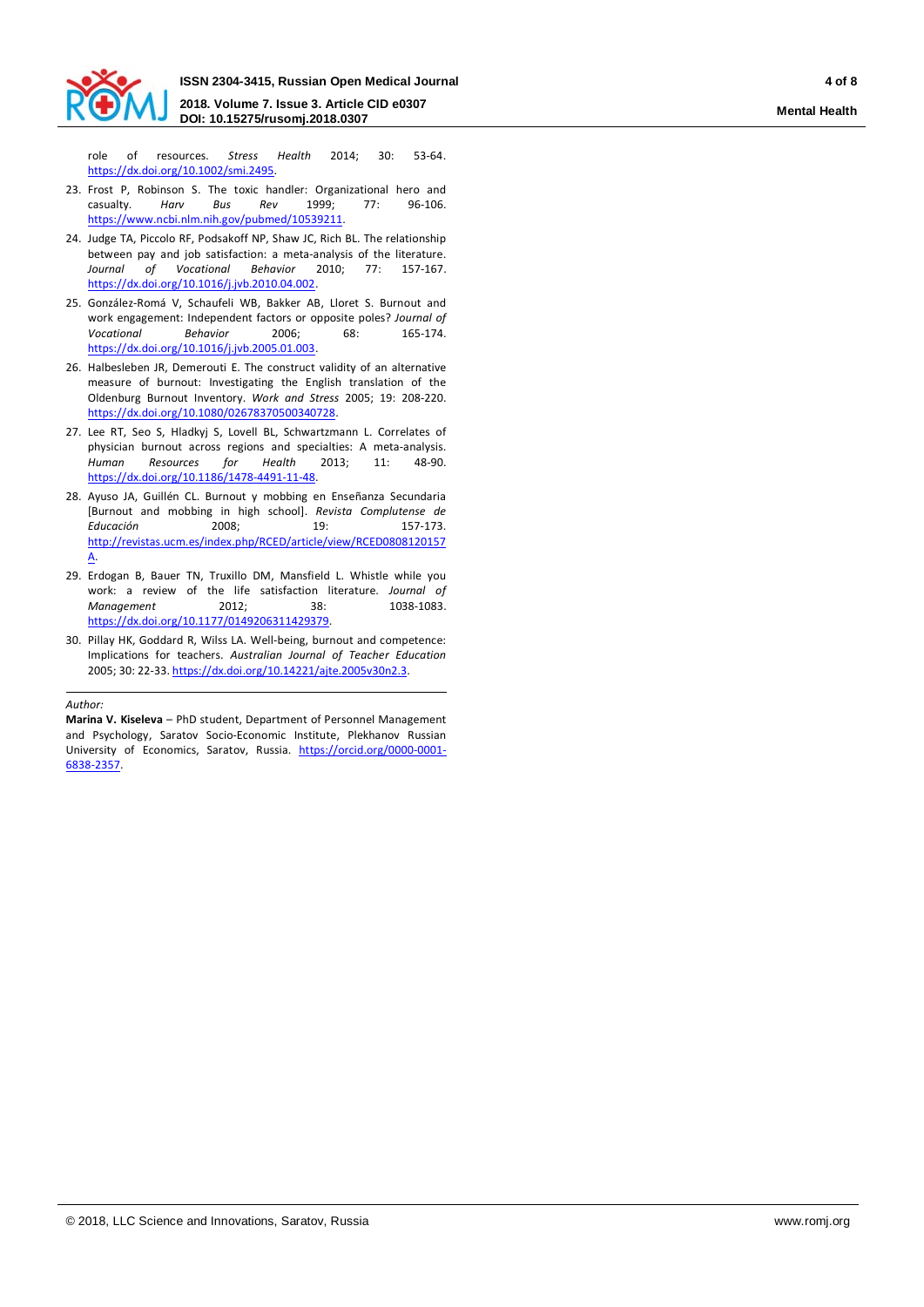role of resources. *Stress Health* 2014; 30: 53-64. https://dx.doi.org/10.1002/smi.2495.

23. Frost P, Robinson S. The toxic handler: Organizational hero and casualty. *Harv Bus Rev* 1999; 77: 96-106. https://www.ncbi.nlm.nih.gov/pubmed/10539211.
24. Judge TA, Piccolo RF, Podsakoff NP, Shaw JC, Rich BL. The relationship between pay and job satisfaction: a meta-analysis of the literature. *Journal of Vocational Behavior* 2010; 77: 157-167. https://dx.doi.org/10.1016/j.jvb.2010.04.002.
25. González-Romá V, Schaufeli WB, Bakker AB, Lloret S. Burnout and work engagement: Independent factors or opposite poles? *Journal of Vocational Behavior* 2006; 68: 165-174. https://dx.doi.org/10.1016/j.jvb.2005.01.003.
26. Halbesleben JR, Demerouti E. The construct validity of an alternative measure of burnout: Investigating the English translation of the Oldenburg Burnout Inventory. *Work and Stress* 2005; 19: 208-220. https://dx.doi.org/10.1080/02678370500340728.
27. Lee RT, Seo S, Hladkyj S, Lovell BL, Schwartzmann L. Correlates of physician burnout across regions and specialties: A meta-analysis. *Human Resources for Health* 2013; 11: 48-90. https://dx.doi.org/10.1186/1478-4491-11-48.
28. Ayuso JA, Guillén CL. Burnout y mobbing en Enseñanza Secundaria [Burnout and mobbing in high school]. *Revista Complutense de Educación* 2008; 19: 157-173. http://revistas.ucm.es/index.php/RCED/article/view/RCED0808120157A.
29. Erdogan B, Bauer TN, Truxillo DM, Mansfield L. Whistle while you work: a review of the life satisfaction literature. *Journal of Management* 2012; 38: 1038-1083. https://dx.doi.org/10.1177/0149206311429379.
30. Pillay HK, Goddard R, Wilss LA. Well-being, burnout and competence: Implications for teachers. *Australian Journal of Teacher Education* 2005; 30: 22-33. https://dx.doi.org/10.14221/ajte.2005v30n2.3.

---

*Author:*

**Marina V. Kiseleva** – PhD student, Department of Personnel Management and Psychology, Saratov Socio-Economic Institute, Plekhanov Russian University of Economics, Saratov, Russia. https://orcid.org/0000-0001-6838-2357.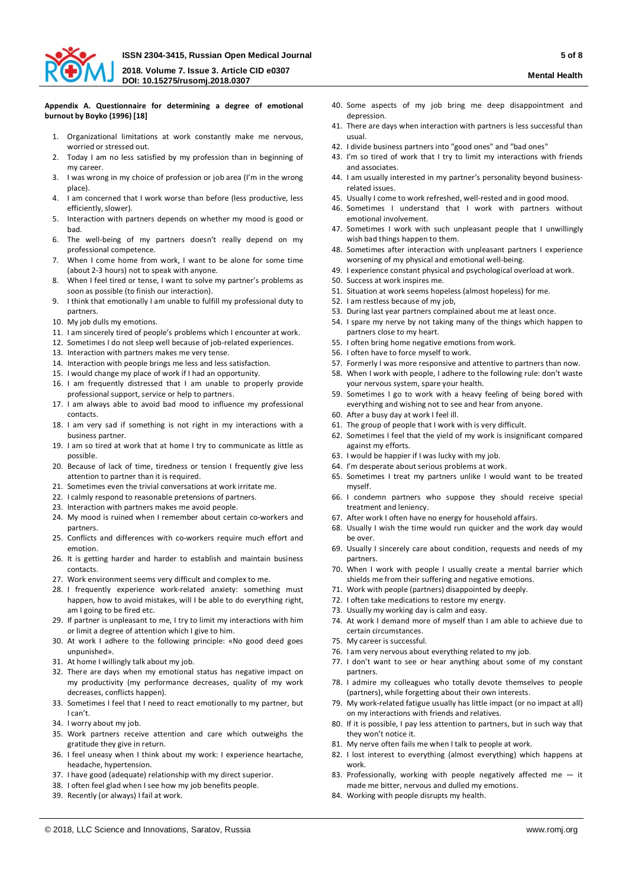**Appendix A. Questionnaire for determining a degree of emotional burnout by Boyko (1996) [18]**

1. Organizational limitations at work constantly make me nervous, worried or stressed out.
2. Today I am no less satisfied by my profession than in beginning of my career.
3. I was wrong in my choice of profession or job area (I'm in the wrong place).
4. I am concerned that I work worse than before (less productive, less efficiently, slower).
5. Interaction with partners depends on whether my mood is good or bad.
6. The well-being of my partners doesn't really depend on my professional competence.
7. When I come home from work, I want to be alone for some time (about 2-3 hours) not to speak with anyone.
8. When I feel tired or tense, I want to solve my partner's problems as soon as possible (to finish our interaction).
9. I think that emotionally I am unable to fulfill my professional duty to partners.
10. My job dulls my emotions.
11. I am sincerely tired of people's problems which I encounter at work.
12. Sometimes I do not sleep well because of job-related experiences.
13. Interaction with partners makes me very tense.
14. Interaction with people brings me less and less satisfaction.
15. I would change my place of work if I had an opportunity.
16. I am frequently distressed that I am unable to properly provide professional support, service or help to partners.
17. I am always able to avoid bad mood to influence my professional contacts.
18. I am very sad if something is not right in my interactions with a business partner.
19. I am so tired at work that at home I try to communicate as little as possible.
20. Because of lack of time, tiredness or tension I frequently give less attention to partner than it is required.
21. Sometimes even the trivial conversations at work irritate me.
22. I calmly respond to reasonable pretensions of partners.
23. Interaction with partners makes me avoid people.
24. My mood is ruined when I remember about certain co-workers and partners.
25. Conflicts and differences with co-workers require much effort and emotion.
26. It is getting harder and harder to establish and maintain business contacts.
27. Work environment seems very difficult and complex to me.
28. I frequently experience work-related anxiety: something must happen, how to avoid mistakes, will I be able to do everything right, am I going to be fired etc.
29. If partner is unpleasant to me, I try to limit my interactions with him or limit a degree of attention which I give to him.
30. At work I adhere to the following principle: «No good deed goes unpunished».
31. At home I willingly talk about my job.
32. There are days when my emotional status has negative impact on my productivity (my performance decreases, quality of my work decreases, conflicts happen).
33. Sometimes I feel that I need to react emotionally to my partner, but I can't.
34. I worry about my job.
35. Work partners receive attention and care which outweighs the gratitude they give in return.
36. I feel uneasy when I think about my work: I experience heartache, headache, hypertension.
37. I have good (adequate) relationship with my direct superior.
38. I often feel glad when I see how my job benefits people.
39. Recently (or always) I fail at work.
40. Some aspects of my job bring me deep disappointment and depression.
41. There are days when interaction with partners is less successful than usual.
42. I divide business partners into "good ones" and "bad ones"
43. I'm so tired of work that I try to limit my interactions with friends and associates.
44. I am usually interested in my partner's personality beyond business-related issues.
45. Usually I come to work refreshed, well-rested and in good mood.
46. Sometimes I understand that I work with partners without emotional involvement.
47. Sometimes I work with such unpleasant people that I unwillingly wish bad things happen to them.
48. Sometimes after interaction with unpleasant partners I experience worsening of my physical and emotional well-being.
49. I experience constant physical and psychological overload at work.
50. Success at work inspires me.
51. Situation at work seems hopeless (almost hopeless) for me.
52. I am restless because of my job,
53. During last year partners complained about me at least once.
54. I spare my nerve by not taking many of the things which happen to partners close to my heart.
55. I often bring home negative emotions from work.
56. I often have to force myself to work.
57. Formerly I was more responsive and attentive to partners than now.
58. When I work with people, I adhere to the following rule: don't waste your nervous system, spare your health.
59. Sometimes I go to work with a heavy feeling of being bored with everything and wishing not to see and hear from anyone.
60. After a busy day at work I feel ill.
61. The group of people that I work with is very difficult.
62. Sometimes I feel that the yield of my work is insignificant compared against my efforts.
63. I would be happier if I was lucky with my job.
64. I'm desperate about serious problems at work.
65. Sometimes I treat my partners unlike I would want to be treated myself.
66. I condemn partners who suppose they should receive special treatment and leniency.
67. After work I often have no energy for household affairs.
68. Usually I wish the time would run quicker and the work day would be over.
69. Usually I sincerely care about condition, requests and needs of my partners.
70. When I work with people I usually create a mental barrier which shields me from their suffering and negative emotions.
71. Work with people (partners) disappointed by deeply.
72. I often take medications to restore my energy.
73. Usually my working day is calm and easy.
74. At work I demand more of myself than I am able to achieve due to certain circumstances.
75. My career is successful.
76. I am very nervous about everything related to my job.
77. I don't want to see or hear anything about some of my constant partners.
78. I admire my colleagues who totally devote themselves to people (partners), while forgetting about their own interests.
79. My work-related fatigue usually has little impact (or no impact at all) on my interactions with friends and relatives.
80. If it is possible, I pay less attention to partners, but in such way that they won't notice it.
81. My nerve often fails me when I talk to people at work.
82. I lost interest to everything (almost everything) which happens at work.
83. Professionally, working with people negatively affected me — it made me bitter, nervous and dulled my emotions.
84. Working with people disrupts my health.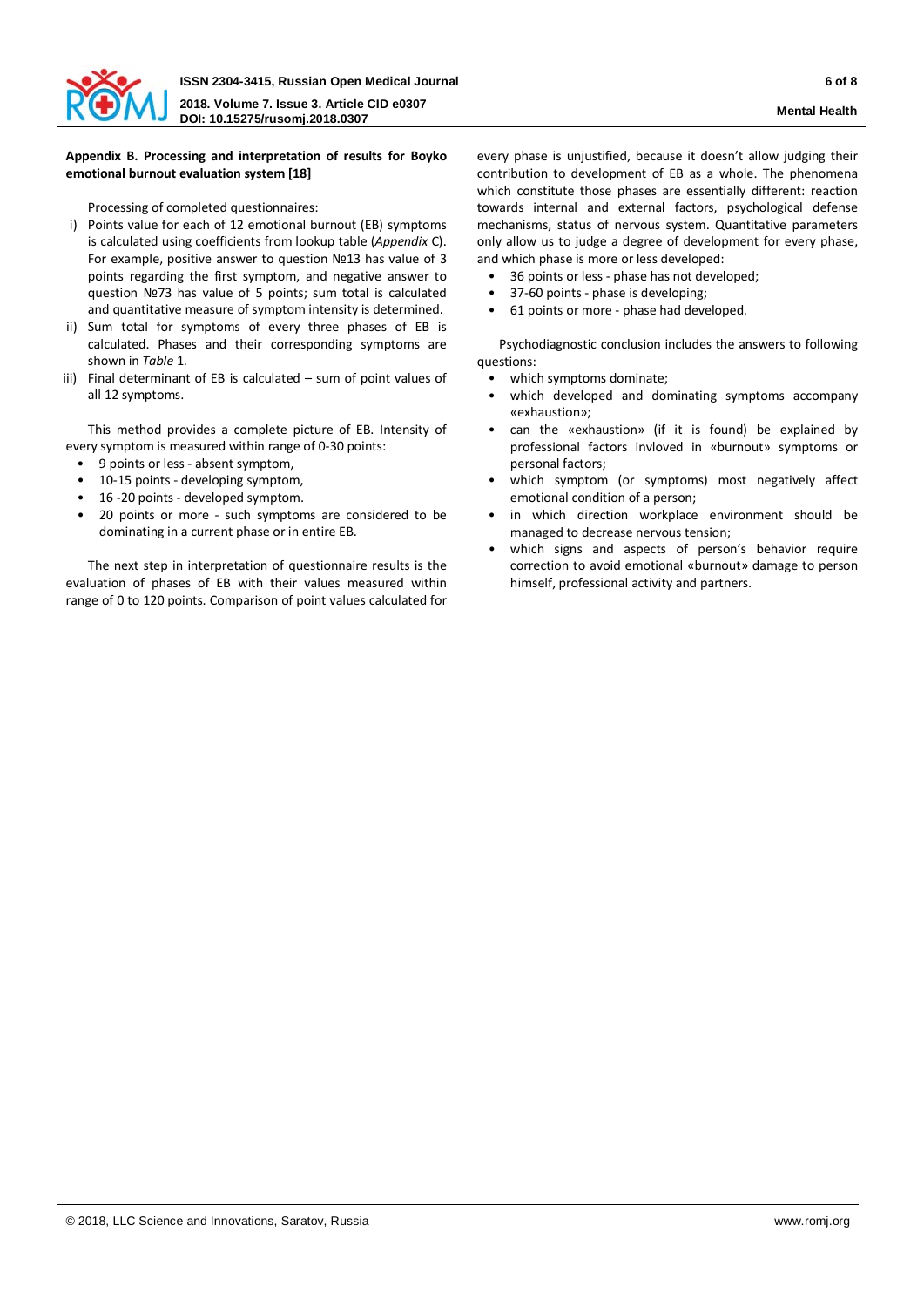**Appendix B. Processing and interpretation of results for Boyko emotional burnout evaluation system [18]**

Processing of completed questionnaires:

i) Points value for each of 12 emotional burnout (EB) symptoms is calculated using coefficients from lookup table (*Appendix* C). For example, positive answer to question №13 has value of 3 points regarding the first symptom, and negative answer to question №73 has value of 5 points; sum total is calculated and quantitative measure of symptom intensity is determined.
ii) Sum total for symptoms of every three phases of EB is calculated. Phases and their corresponding symptoms are shown in *Table* 1.
iii) Final determinant of EB is calculated – sum of point values of all 12 symptoms.

This method provides a complete picture of EB. Intensity of every symptom is measured within range of 0-30 points:

- 9 points or less - absent symptom,
- 10-15 points - developing symptom,
- 16 -20 points - developed symptom.
- 20 points or more - such symptoms are considered to be dominating in a current phase or in entire EB.

The next step in interpretation of questionnaire results is the evaluation of phases of EB with their values measured within range of 0 to 120 points. Comparison of point values calculated for every phase is unjustified, because it doesn't allow judging their contribution to development of EB as a whole. The phenomena which constitute those phases are essentially different: reaction towards internal and external factors, psychological defense mechanisms, status of nervous system. Quantitative parameters only allow us to judge a degree of development for every phase, and which phase is more or less developed:

- 36 points or less - phase has not developed;
- 37-60 points - phase is developing;
- 61 points or more - phase had developed.

Psychodiagnostic conclusion includes the answers to following questions:

- which symptoms dominate;
- which developed and dominating symptoms accompany «exhaustion»;
- can the «exhaustion» (if it is found) be explained by professional factors invloved in «burnout» symptoms or personal factors;
- which symptom (or symptoms) most negatively affect emotional condition of a person;
- in which direction workplace environment should be managed to decrease nervous tension;
- which signs and aspects of person's behavior require correction to avoid emotional «burnout» damage to person himself, professional activity and partners.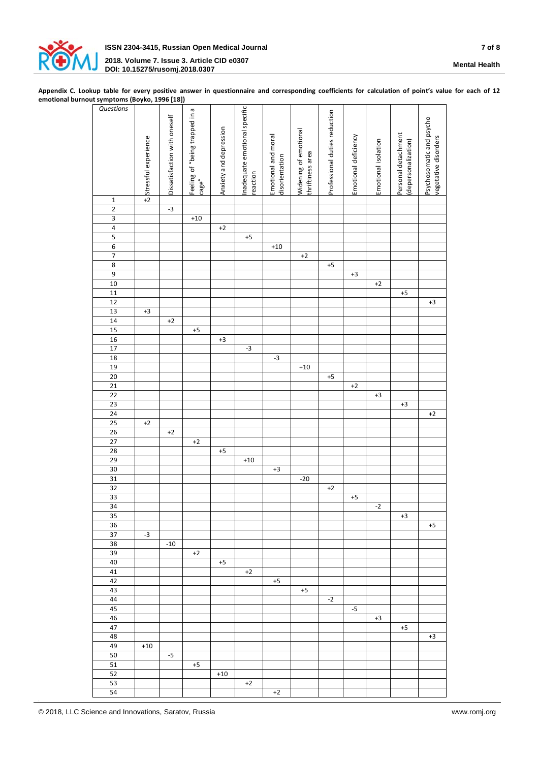**Appendix C. Lookup table for every positive answer in questionnaire and corresponding coefficients for calculation of point's value for each of 12 emotional burnout symptoms (Boyko, 1996 [18])**

| *Questions* | Stressful experience | Dissatisfaction with oneself | Feeling of "being trapped in a cage" | Anxiety and depression | Inadequate emotional specific reaction | Emotional and moral disorientation | Widening of emotional thriftiness area | Professional duties reduction | Emotional deficiency | Emotional isolation | Personal detachment (depersonalization) | Psychosomatic and psycho-vegetative disorders |
|---|---|---|---|---|---|---|---|---|---|---|---|---|
| 1 | +2 | | | | | | | | | | | |
| 2 | | -3 | | | | | | | | | | |
| 3 | | | +10 | | | | | | | | | |
| 4 | | | | +2 | | | | | | | | |
| 5 | | | | | +5 | | | | | | | |
| 6 | | | | | | +10 | | | | | | |
| 7 | | | | | | | +2 | | | | | |
| 8 | | | | | | | | +5 | | | | |
| 9 | | | | | | | | | +3 | | | |
| 10 | | | | | | | | | | +2 | | |
| 11 | | | | | | | | | | | +5 | |
| 12 | | | | | | | | | | | | +3 |
| 13 | +3 | | | | | | | | | | | |
| 14 | | +2 | | | | | | | | | | |
| 15 | | | +5 | | | | | | | | | |
| 16 | | | | +3 | | | | | | | | |
| 17 | | | | | -3 | | | | | | | |
| 18 | | | | | | -3 | | | | | | |
| 19 | | | | | | | +10 | | | | | |
| 20 | | | | | | | | +5 | | | | |
| 21 | | | | | | | | | +2 | | | |
| 22 | | | | | | | | | | +3 | | |
| 23 | | | | | | | | | | | +3 | |
| 24 | | | | | | | | | | | | +2 |
| 25 | +2 | | | | | | | | | | | |
| 26 | | +2 | | | | | | | | | | |
| 27 | | | +2 | | | | | | | | | |
| 28 | | | | +5 | | | | | | | | |
| 29 | | | | | +10 | | | | | | | |
| 30 | | | | | | +3 | | | | | | |
| 31 | | | | | | | -20 | | | | | |
| 32 | | | | | | | | +2 | | | | |
| 33 | | | | | | | | | +5 | | | |
| 34 | | | | | | | | | | -2 | | |
| 35 | | | | | | | | | | | +3 | |
| 36 | | | | | | | | | | | | +5 |
| 37 | -3 | | | | | | | | | | | |
| 38 | | -10 | | | | | | | | | | |
| 39 | | | +2 | | | | | | | | | |
| 40 | | | | +5 | | | | | | | | |
| 41 | | | | | +2 | | | | | | | |
| 42 | | | | | | +5 | | | | | | |
| 43 | | | | | | | +5 | | | | | |
| 44 | | | | | | | | -2 | | | | |
| 45 | | | | | | | | | -5 | | | |
| 46 | | | | | | | | | | +3 | | |
| 47 | | | | | | | | | | | +5 | |
| 48 | | | | | | | | | | | | +3 |
| 49 | +10 | | | | | | | | | | | |
| 50 | | -5 | | | | | | | | | | |
| 51 | | | +5 | | | | | | | | | |
| 52 | | | | +10 | | | | | | | | |
| 53 | | | | | +2 | | | | | | | |
| 54 | | | | | | +2 | | | | | | |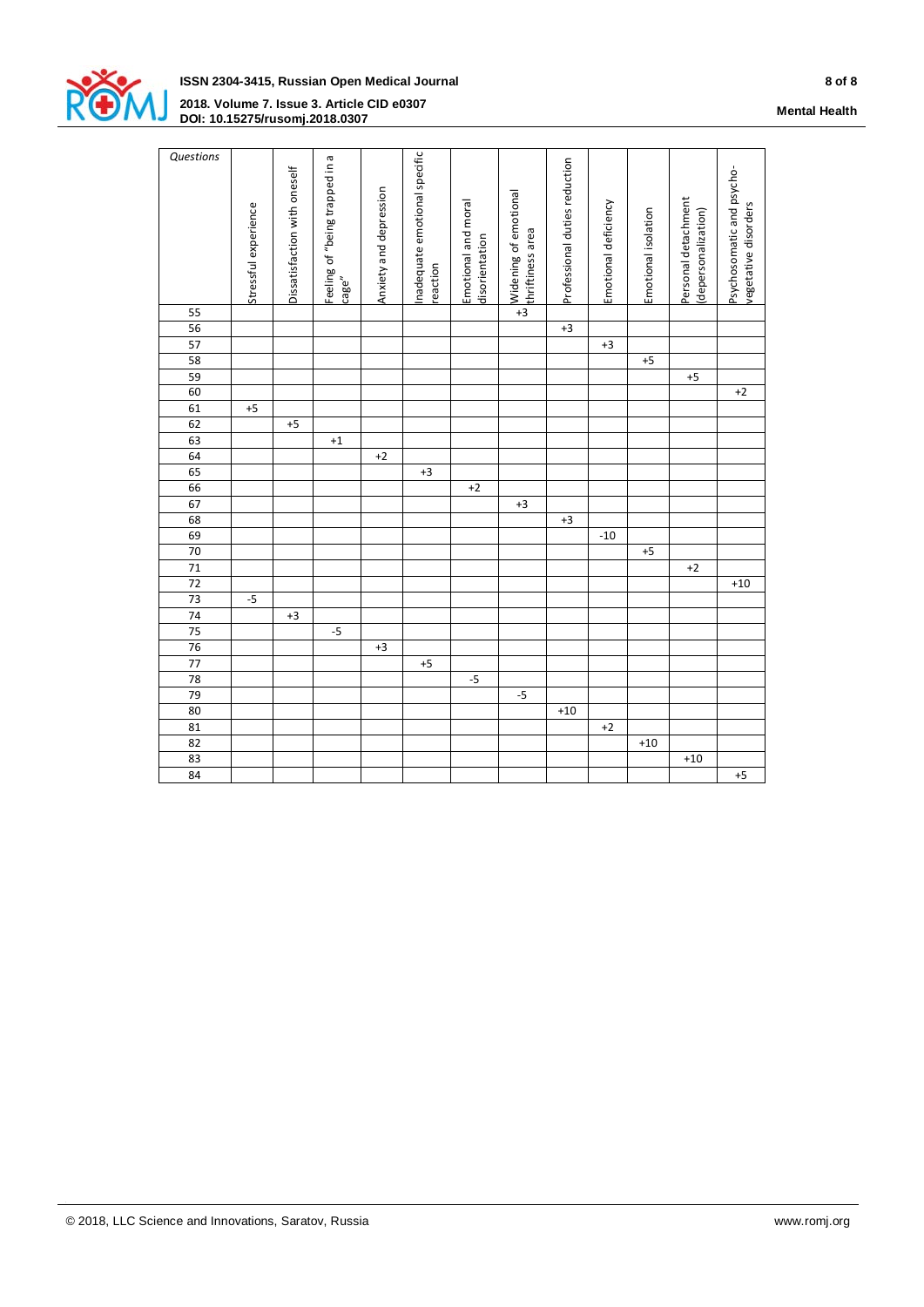| *Questions* | Stressful experience | Dissatisfaction with oneself | Feeling of "being trapped in a cage" | Anxiety and depression | Inadequate emotional specific reaction | Emotional and moral disorientation | Widening of emotional thriftiness area | Professional duties reduction | Emotional deficiency | Emotional isolation | Personal detachment (depersonalization) | Psychosomatic and psycho-vegetative disorders |
|---|---|---|---|---|---|---|---|---|---|---|---|---|
| 55 | | | | | | | +3 | | | | | |
| 56 | | | | | | | | +3 | | | | |
| 57 | | | | | | | | | +3 | | | |
| 58 | | | | | | | | | | +5 | | |
| 59 | | | | | | | | | | | +5 | |
| 60 | | | | | | | | | | | | +2 |
| 61 | +5 | | | | | | | | | | | |
| 62 | | +5 | | | | | | | | | | |
| 63 | | | +1 | | | | | | | | | |
| 64 | | | | +2 | | | | | | | | |
| 65 | | | | | +3 | | | | | | | |
| 66 | | | | | | +2 | | | | | | |
| 67 | | | | | | | +3 | | | | | |
| 68 | | | | | | | | +3 | | | | |
| 69 | | | | | | | | | -10 | | | |
| 70 | | | | | | | | | | +5 | | |
| 71 | | | | | | | | | | | +2 | |
| 72 | | | | | | | | | | | | +10 |
| 73 | -5 | | | | | | | | | | | |
| 74 | | +3 | | | | | | | | | | |
| 75 | | | -5 | | | | | | | | | |
| 76 | | | | +3 | | | | | | | | |
| 77 | | | | | +5 | | | | | | | |
| 78 | | | | | | -5 | | | | | | |
| 79 | | | | | | | -5 | | | | | |
| 80 | | | | | | | | +10 | | | | |
| 81 | | | | | | | | | +2 | | | |
| 82 | | | | | | | | | | +10 | | |
| 83 | | | | | | | | | | | +10 | |
| 84 | | | | | | | | | | | | +5 |